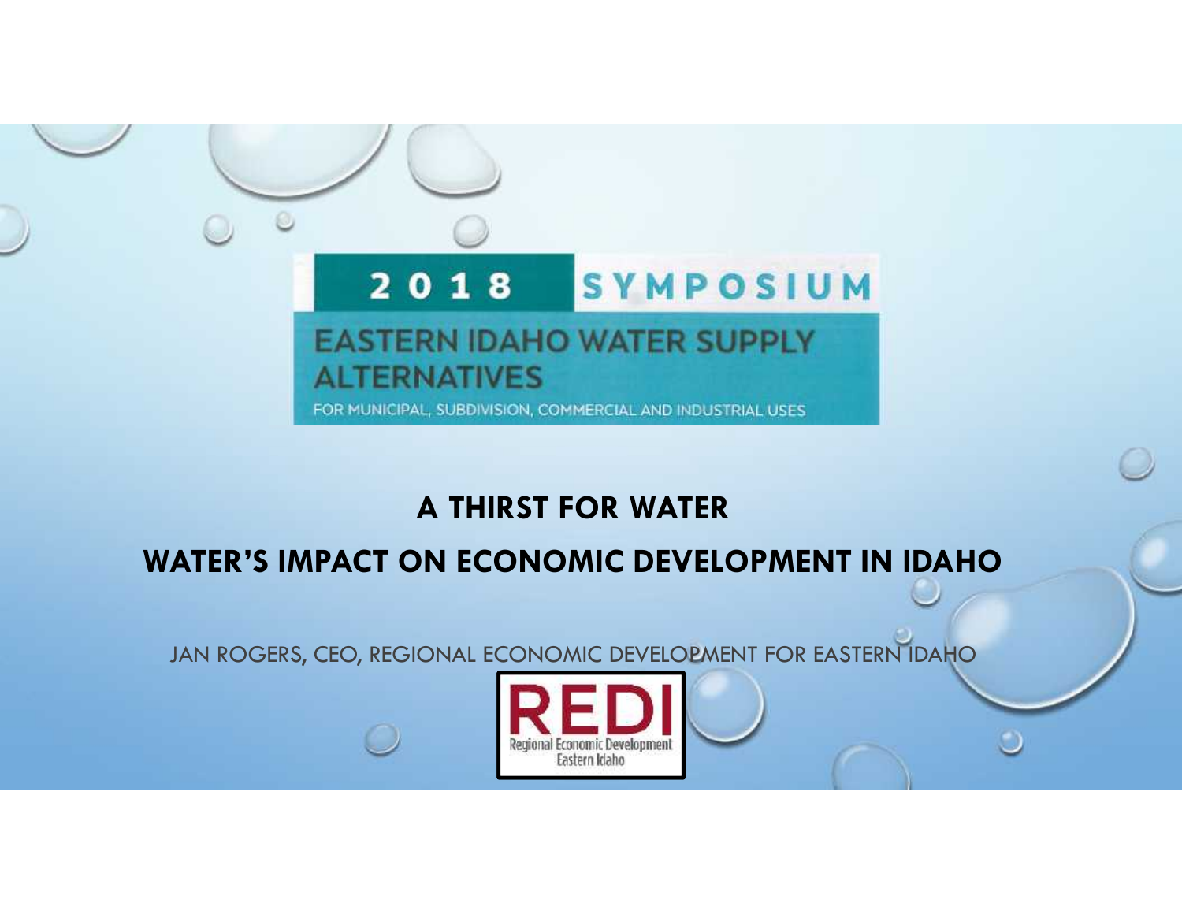# 2018 SYMPOSIUM

## EASTERN IDAHO WATER SUPPLY ALTERNATIVES

FOR MUNICIPAL, SUBDIVISION, COMMERCIAL AND INDUSTRIAL USES

## A THIRST FOR WATER

## WATER'S IMPACT ON ECONOMIC DEVELOPMENT IN IDAHO

JAN ROGERS, CEO, REGIONAL ECONOMIC DEVELOPMENT FOR EASTERN IDAHO

REDI

Regional Economic Development Eastern Idaho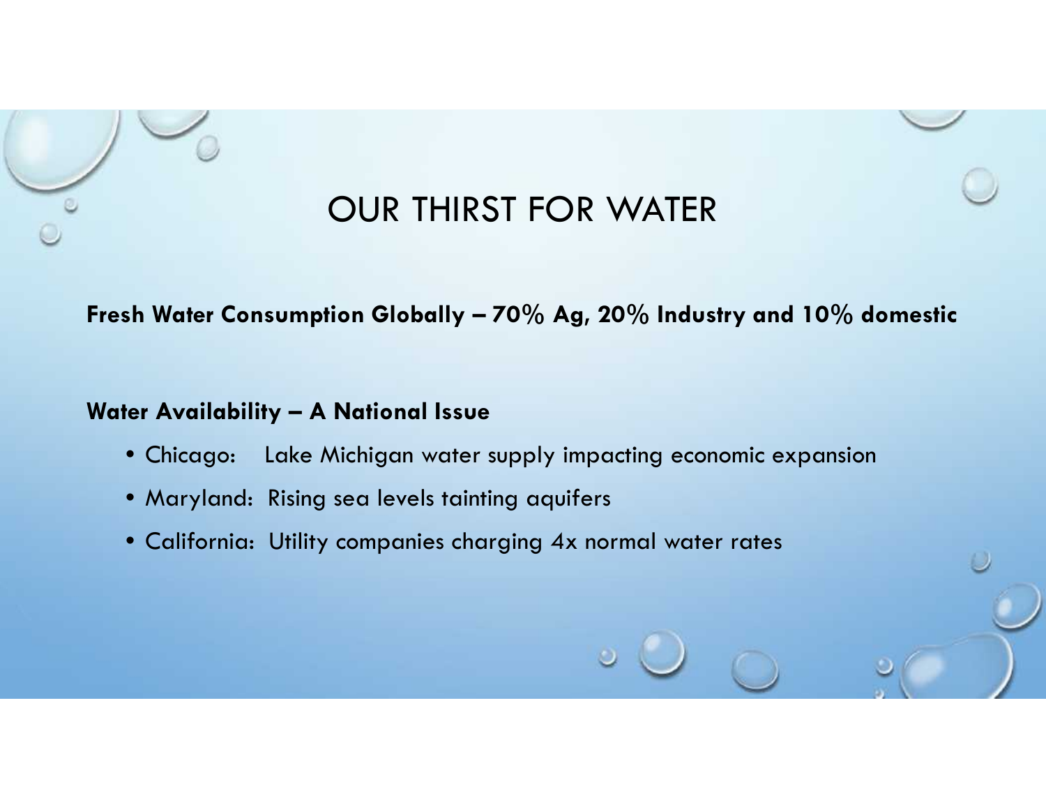# OUR THIRST FOR WATER

**Fresh Water Consumption Globally – 70% Ag, 20% Industry and 10% domestic**

**Water Availability – A National Issue**

- Chicago: Lake Michigan water supply impacting economic expansion
- Maryland: Rising sea levels tainting aquifers
- California: Utility companies charging 4x normal water rates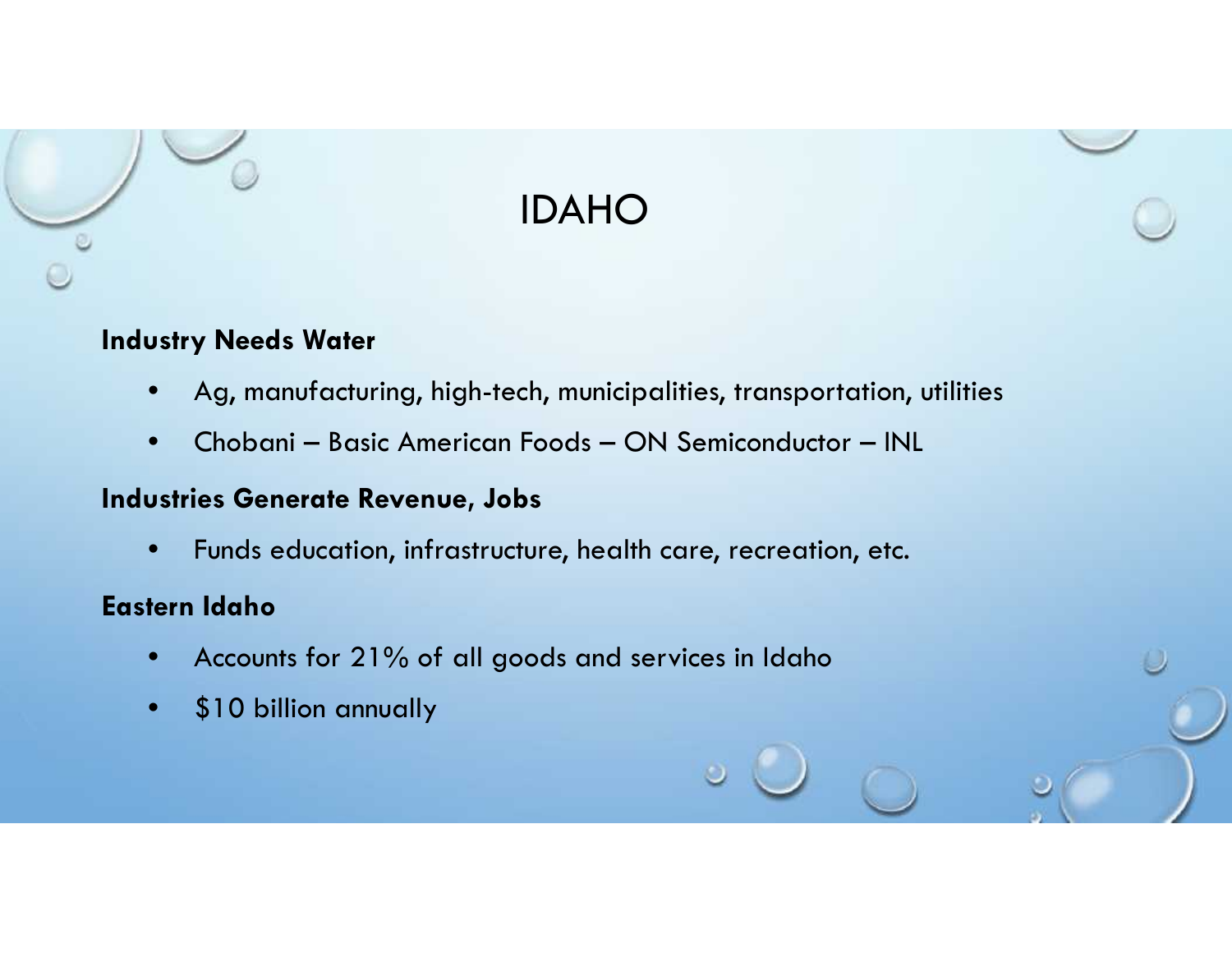# IDAHO

**Industry Needs Water**

- Ag, manufacturing, high-tech, municipalities, transportation, utilities
- Chobani – Basic American Foods – ON Semiconductor – INL

**Industries Generate Revenue, Jobs**

- Funds education, infrastructure, health care, recreation, etc.

**Eastern Idaho**

- Accounts for 21% of all goods and services in Idaho
- $10 billion annually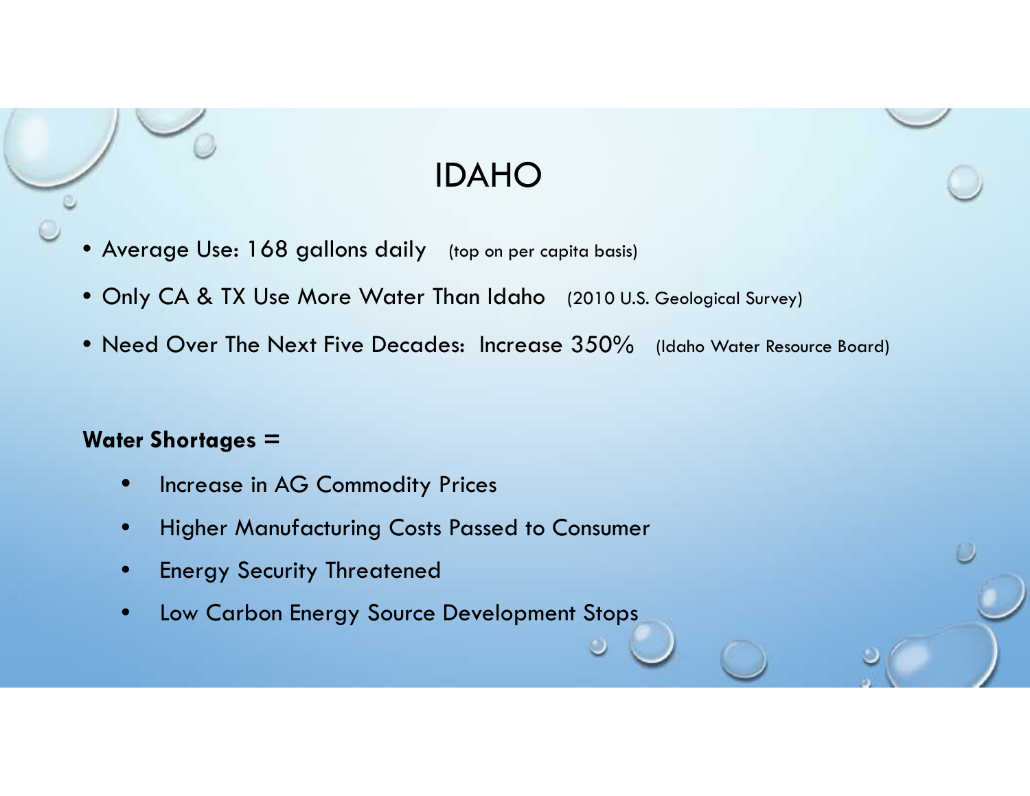# IDAHO

- Average Use: 168 gallons daily (top on per capita basis)
- Only CA & TX Use More Water Than Idaho (2010 U.S. Geological Survey)
- Need Over The Next Five Decades: Increase 350% (Idaho Water Resource Board)

**Water Shortages =**

- Increase in AG Commodity Prices
- Higher Manufacturing Costs Passed to Consumer
- Energy Security Threatened
- Low Carbon Energy Source Development Stops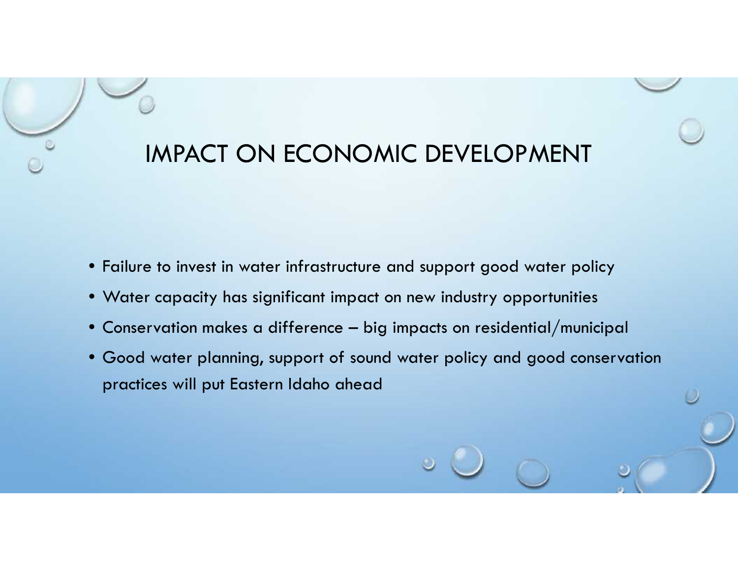# IMPACT ON ECONOMIC DEVELOPMENT

- Failure to invest in water infrastructure and support good water policy
- Water capacity has significant impact on new industry opportunities
- Conservation makes a difference – big impacts on residential/municipal
- Good water planning, support of sound water policy and good conservation practices will put Eastern Idaho ahead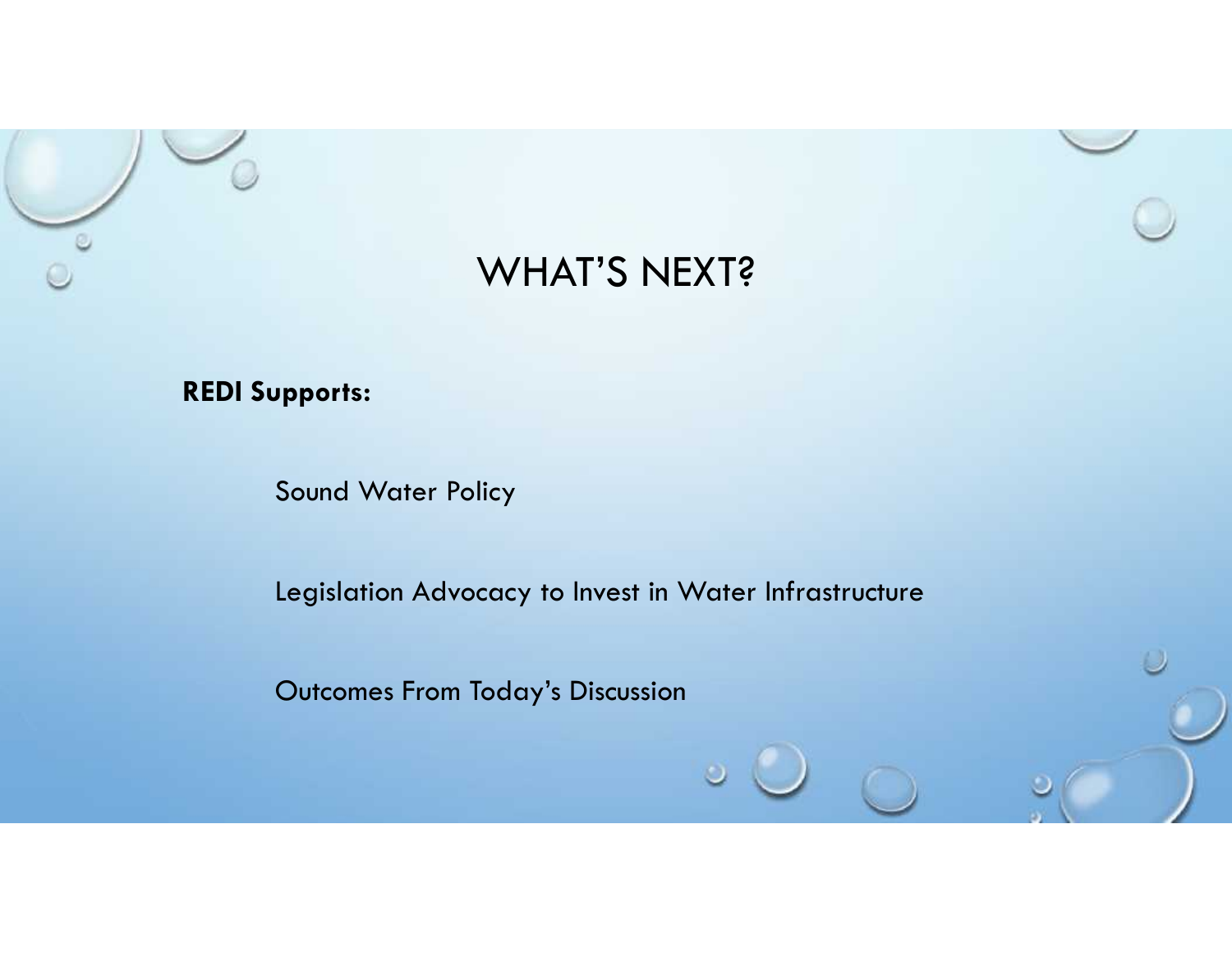# WHAT'S NEXT?

**REDI Supports:**

Sound Water Policy

Legislation Advocacy to Invest in Water Infrastructure

Outcomes From Today's Discussion